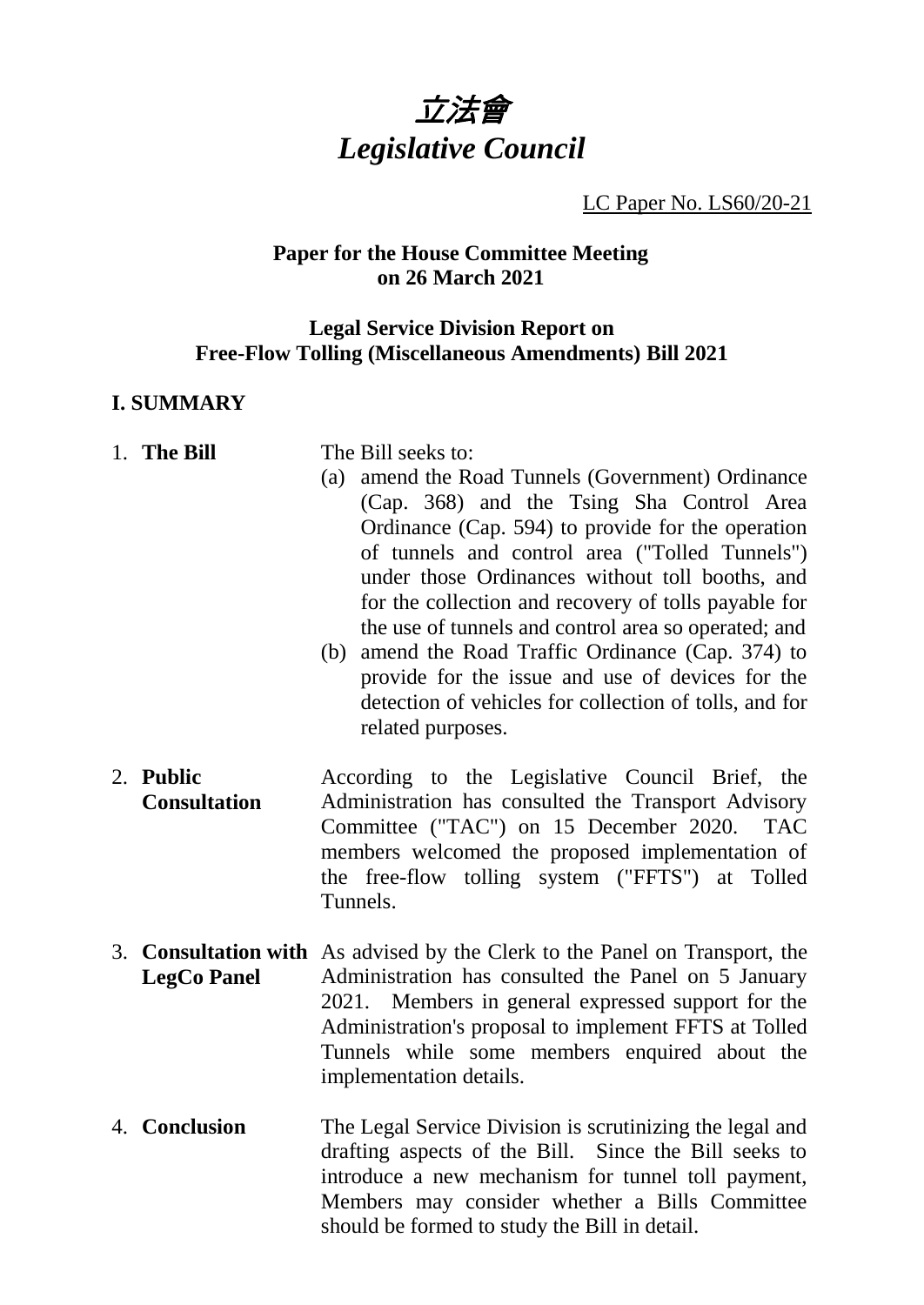# *立法會*
# *Legislative Council*

LC Paper No. LS60/20-21

**Paper for the House Committee Meeting on 26 March 2021**

**Legal Service Division Report on Free-Flow Tolling (Miscellaneous Amendments) Bill 2021**

## I. SUMMARY

1. **The Bill**

   The Bill seeks to:
   (a) amend the Road Tunnels (Government) Ordinance (Cap. 368) and the Tsing Sha Control Area Ordinance (Cap. 594) to provide for the operation of tunnels and control area ("Tolled Tunnels") under those Ordinances without toll booths, and for the collection and recovery of tolls payable for the use of tunnels and control area so operated; and
   (b) amend the Road Traffic Ordinance (Cap. 374) to provide for the issue and use of devices for the detection of vehicles for collection of tolls, and for related purposes.

2. **Public Consultation**

   According to the Legislative Council Brief, the Administration has consulted the Transport Advisory Committee ("TAC") on 15 December 2020. TAC members welcomed the proposed implementation of the free-flow tolling system ("FFTS") at Tolled Tunnels.

3. **Consultation with LegCo Panel**

   As advised by the Clerk to the Panel on Transport, the Administration has consulted the Panel on 5 January 2021. Members in general expressed support for the Administration's proposal to implement FFTS at Tolled Tunnels while some members enquired about the implementation details.

4. **Conclusion**

   The Legal Service Division is scrutinizing the legal and drafting aspects of the Bill. Since the Bill seeks to introduce a new mechanism for tunnel toll payment, Members may consider whether a Bills Committee should be formed to study the Bill in detail.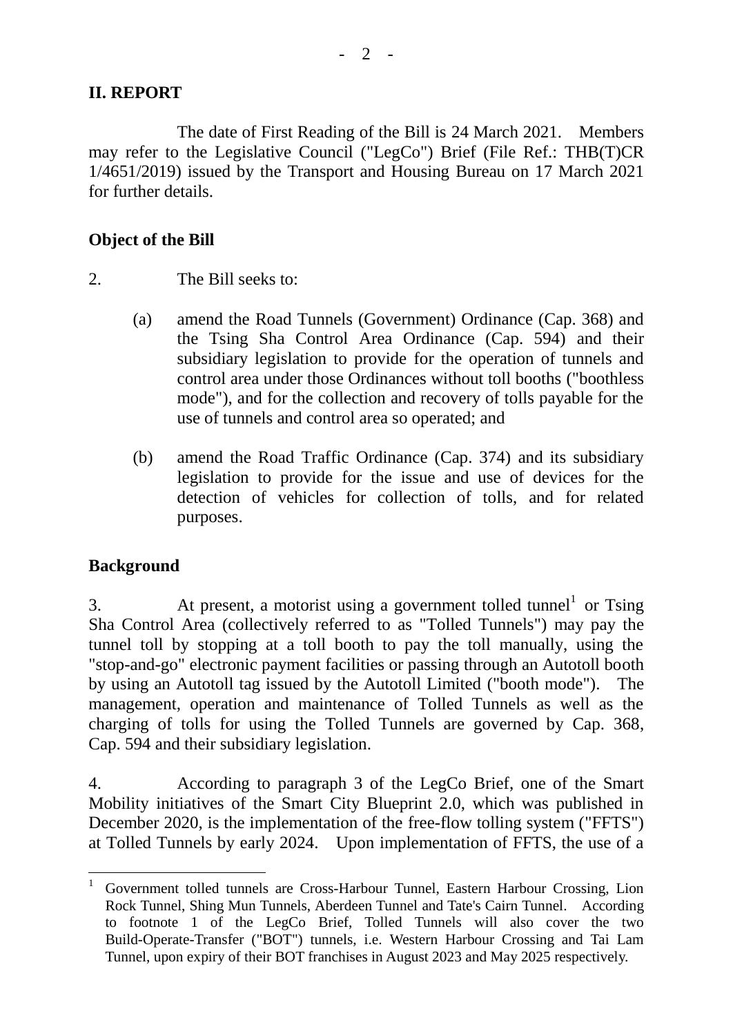## II. REPORT

The date of First Reading of the Bill is 24 March 2021. Members may refer to the Legislative Council ("LegCo") Brief (File Ref.: THB(T)CR 1/4651/2019) issued by the Transport and Housing Bureau on 17 March 2021 for further details.

### Object of the Bill

2. The Bill seeks to:

(a) amend the Road Tunnels (Government) Ordinance (Cap. 368) and the Tsing Sha Control Area Ordinance (Cap. 594) and their subsidiary legislation to provide for the operation of tunnels and control area under those Ordinances without toll booths ("boothless mode"), and for the collection and recovery of tolls payable for the use of tunnels and control area so operated; and

(b) amend the Road Traffic Ordinance (Cap. 374) and its subsidiary legislation to provide for the issue and use of devices for the detection of vehicles for collection of tolls, and for related purposes.

### Background

3. At present, a motorist using a government tolled tunnel[1] or Tsing Sha Control Area (collectively referred to as "Tolled Tunnels") may pay the tunnel toll by stopping at a toll booth to pay the toll manually, using the "stop-and-go" electronic payment facilities or passing through an Autotoll booth by using an Autotoll tag issued by the Autotoll Limited ("booth mode"). The management, operation and maintenance of Tolled Tunnels as well as the charging of tolls for using the Tolled Tunnels are governed by Cap. 368, Cap. 594 and their subsidiary legislation.

4. According to paragraph 3 of the LegCo Brief, one of the Smart Mobility initiatives of the Smart City Blueprint 2.0, which was published in December 2020, is the implementation of the free-flow tolling system ("FFTS") at Tolled Tunnels by early 2024. Upon implementation of FFTS, the use of a

---

[1] Government tolled tunnels are Cross-Harbour Tunnel, Eastern Harbour Crossing, Lion Rock Tunnel, Shing Mun Tunnels, Aberdeen Tunnel and Tate's Cairn Tunnel. According to footnote 1 of the LegCo Brief, Tolled Tunnels will also cover the two Build-Operate-Transfer ("BOT") tunnels, i.e. Western Harbour Crossing and Tai Lam Tunnel, upon expiry of their BOT franchises in August 2023 and May 2025 respectively.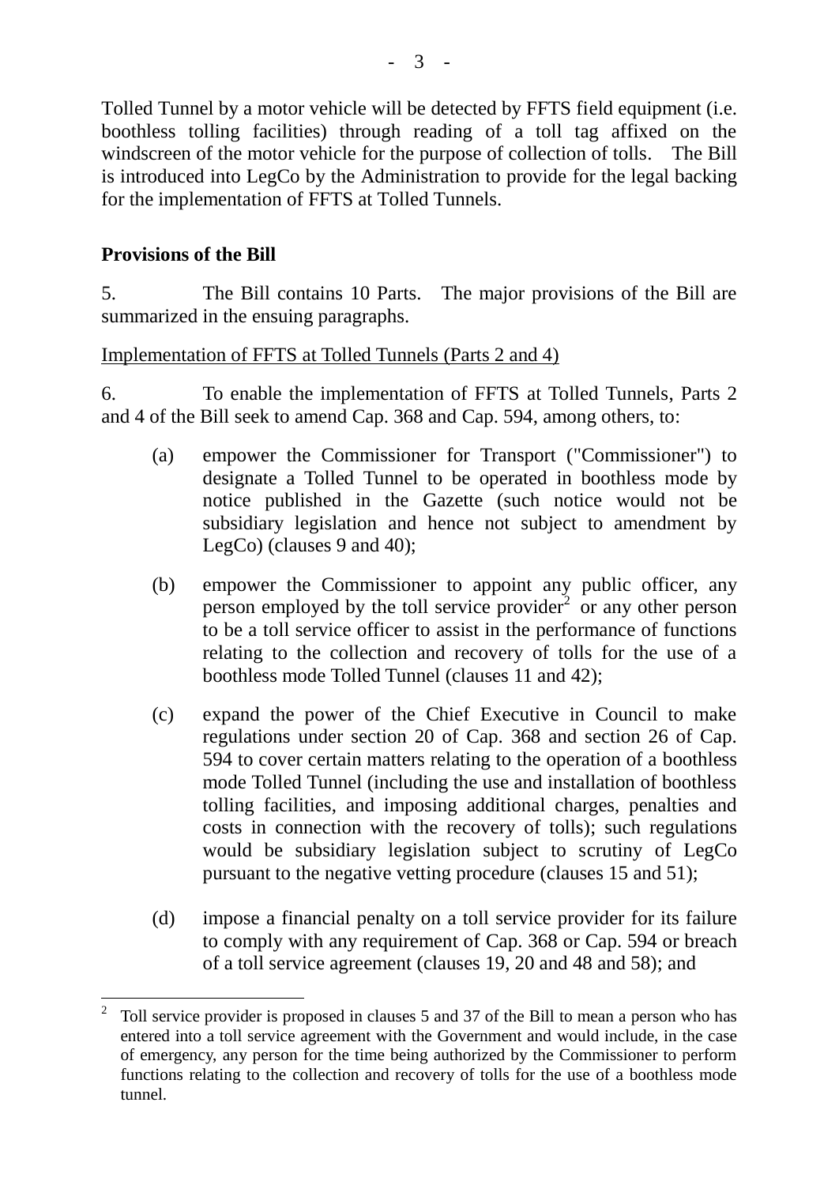Tolled Tunnel by a motor vehicle will be detected by FFTS field equipment (i.e. boothless tolling facilities) through reading of a toll tag affixed on the windscreen of the motor vehicle for the purpose of collection of tolls. The Bill is introduced into LegCo by the Administration to provide for the legal backing for the implementation of FFTS at Tolled Tunnels.

**Provisions of the Bill**

5. The Bill contains 10 Parts. The major provisions of the Bill are summarized in the ensuing paragraphs.

Implementation of FFTS at Tolled Tunnels (Parts 2 and 4)

6. To enable the implementation of FFTS at Tolled Tunnels, Parts 2 and 4 of the Bill seek to amend Cap. 368 and Cap. 594, among others, to:

(a) empower the Commissioner for Transport ("Commissioner") to designate a Tolled Tunnel to be operated in boothless mode by notice published in the Gazette (such notice would not be subsidiary legislation and hence not subject to amendment by LegCo) (clauses 9 and 40);

(b) empower the Commissioner to appoint any public officer, any person employed by the toll service provider[2] or any other person to be a toll service officer to assist in the performance of functions relating to the collection and recovery of tolls for the use of a boothless mode Tolled Tunnel (clauses 11 and 42);

(c) expand the power of the Chief Executive in Council to make regulations under section 20 of Cap. 368 and section 26 of Cap. 594 to cover certain matters relating to the operation of a boothless mode Tolled Tunnel (including the use and installation of boothless tolling facilities, and imposing additional charges, penalties and costs in connection with the recovery of tolls); such regulations would be subsidiary legislation subject to scrutiny of LegCo pursuant to the negative vetting procedure (clauses 15 and 51);

(d) impose a financial penalty on a toll service provider for its failure to comply with any requirement of Cap. 368 or Cap. 594 or breach of a toll service agreement (clauses 19, 20 and 48 and 58); and

---

[2] Toll service provider is proposed in clauses 5 and 37 of the Bill to mean a person who has entered into a toll service agreement with the Government and would include, in the case of emergency, any person for the time being authorized by the Commissioner to perform functions relating to the collection and recovery of tolls for the use of a boothless mode tunnel.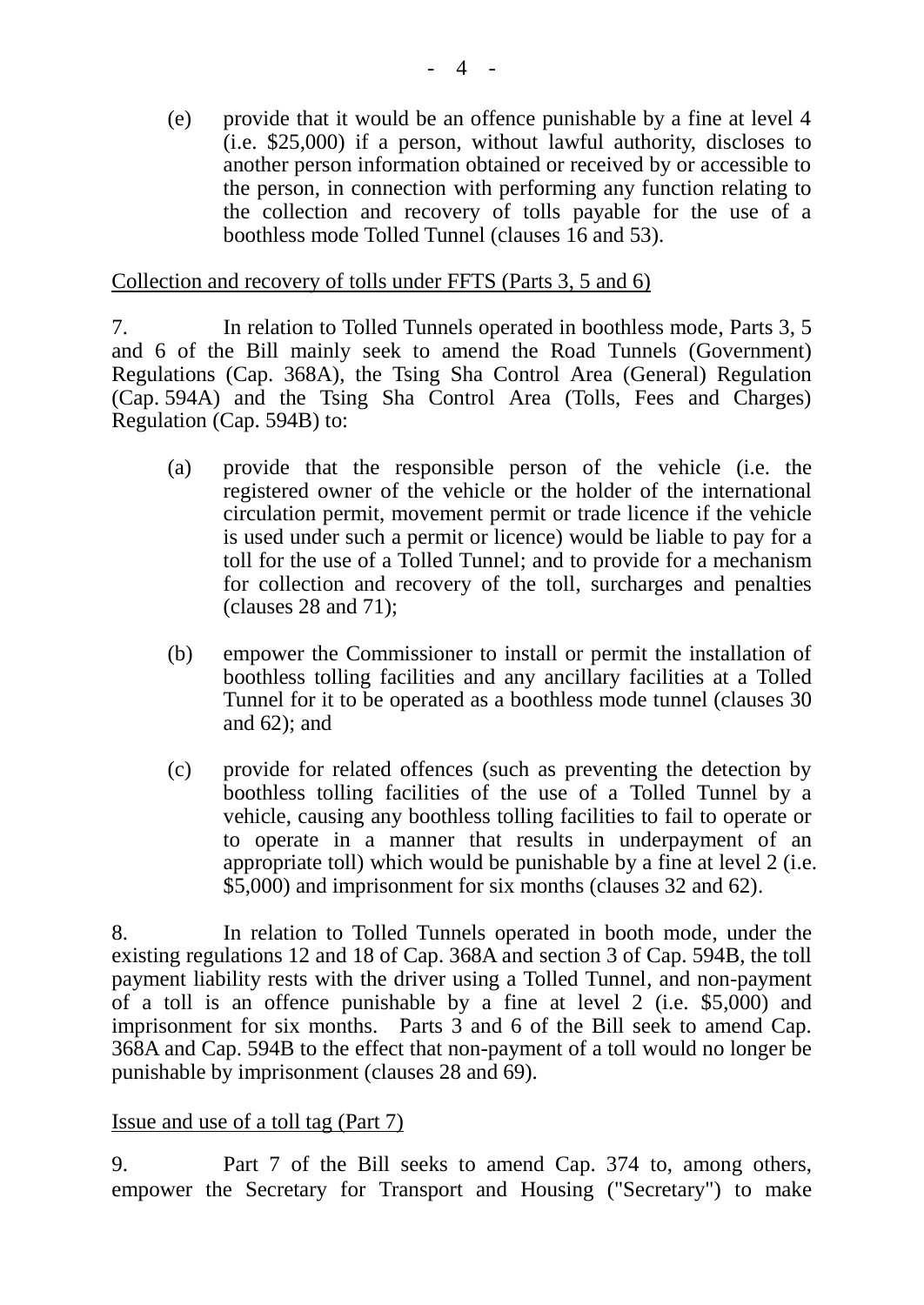(e) provide that it would be an offence punishable by a fine at level 4 (i.e. $25,000) if a person, without lawful authority, discloses to another person information obtained or received by or accessible to the person, in connection with performing any function relating to the collection and recovery of tolls payable for the use of a boothless mode Tolled Tunnel (clauses 16 and 53).

<u>Collection and recovery of tolls under FFTS (Parts 3, 5 and 6)</u>

7. In relation to Tolled Tunnels operated in boothless mode, Parts 3, 5 and 6 of the Bill mainly seek to amend the Road Tunnels (Government) Regulations (Cap. 368A), the Tsing Sha Control Area (General) Regulation (Cap. 594A) and the Tsing Sha Control Area (Tolls, Fees and Charges) Regulation (Cap. 594B) to:

(a) provide that the responsible person of the vehicle (i.e. the registered owner of the vehicle or the holder of the international circulation permit, movement permit or trade licence if the vehicle is used under such a permit or licence) would be liable to pay for a toll for the use of a Tolled Tunnel; and to provide for a mechanism for collection and recovery of the toll, surcharges and penalties (clauses 28 and 71);

(b) empower the Commissioner to install or permit the installation of boothless tolling facilities and any ancillary facilities at a Tolled Tunnel for it to be operated as a boothless mode tunnel (clauses 30 and 62); and

(c) provide for related offences (such as preventing the detection by boothless tolling facilities of the use of a Tolled Tunnel by a vehicle, causing any boothless tolling facilities to fail to operate or to operate in a manner that results in underpayment of an appropriate toll) which would be punishable by a fine at level 2 (i.e. $5,000) and imprisonment for six months (clauses 32 and 62).

8. In relation to Tolled Tunnels operated in booth mode, under the existing regulations 12 and 18 of Cap. 368A and section 3 of Cap. 594B, the toll payment liability rests with the driver using a Tolled Tunnel, and non-payment of a toll is an offence punishable by a fine at level 2 (i.e. $5,000) and imprisonment for six months. Parts 3 and 6 of the Bill seek to amend Cap. 368A and Cap. 594B to the effect that non-payment of a toll would no longer be punishable by imprisonment (clauses 28 and 69).

<u>Issue and use of a toll tag (Part 7)</u>

9. Part 7 of the Bill seeks to amend Cap. 374 to, among others, empower the Secretary for Transport and Housing ("Secretary") to make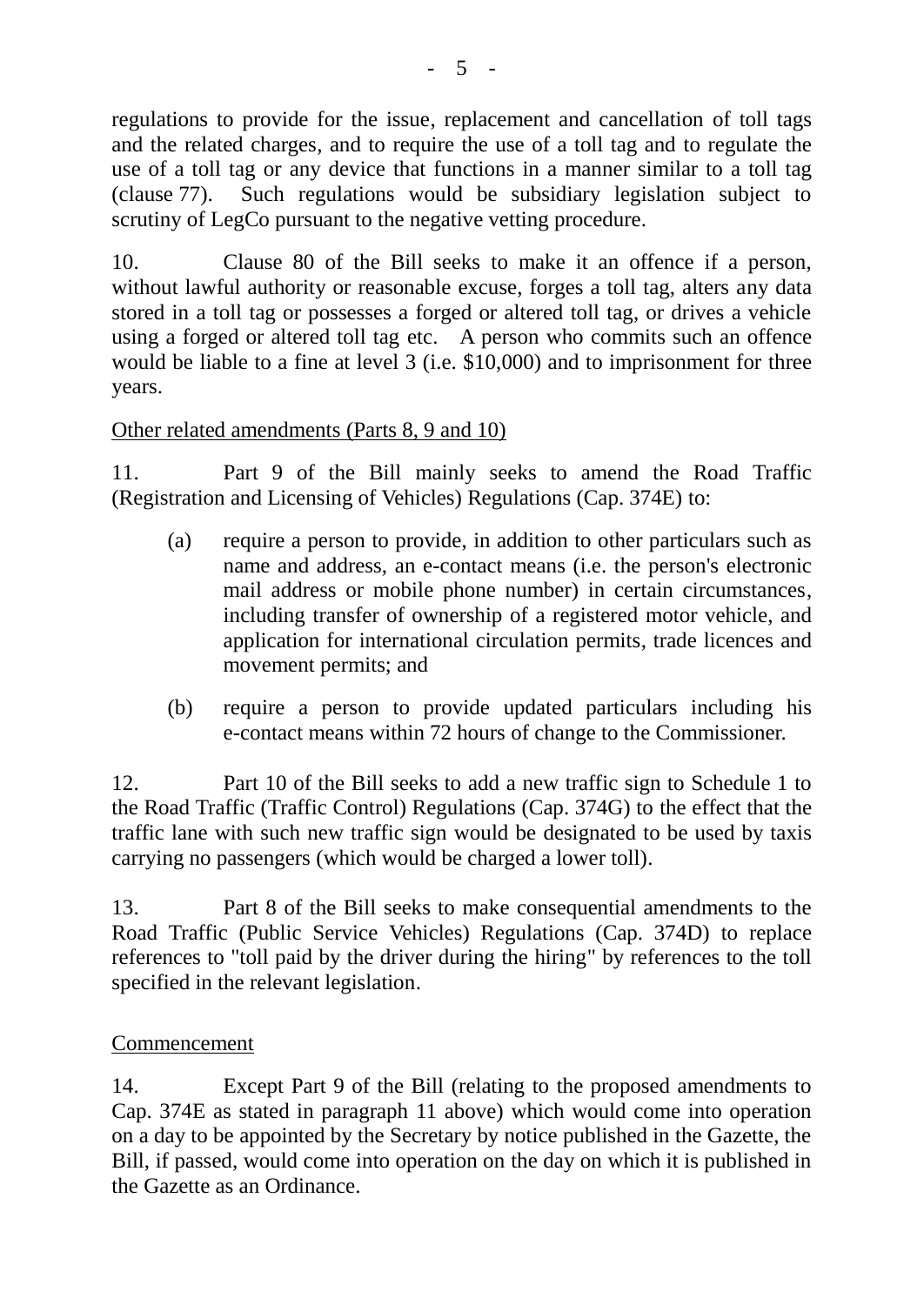regulations to provide for the issue, replacement and cancellation of toll tags and the related charges, and to require the use of a toll tag and to regulate the use of a toll tag or any device that functions in a manner similar to a toll tag (clause 77). Such regulations would be subsidiary legislation subject to scrutiny of LegCo pursuant to the negative vetting procedure.

10. Clause 80 of the Bill seeks to make it an offence if a person, without lawful authority or reasonable excuse, forges a toll tag, alters any data stored in a toll tag or possesses a forged or altered toll tag, or drives a vehicle using a forged or altered toll tag etc. A person who commits such an offence would be liable to a fine at level 3 (i.e. $10,000) and to imprisonment for three years.

<u>Other related amendments (Parts 8, 9 and 10)</u>

11. Part 9 of the Bill mainly seeks to amend the Road Traffic (Registration and Licensing of Vehicles) Regulations (Cap. 374E) to:

(a) require a person to provide, in addition to other particulars such as name and address, an e-contact means (i.e. the person's electronic mail address or mobile phone number) in certain circumstances, including transfer of ownership of a registered motor vehicle, and application for international circulation permits, trade licences and movement permits; and

(b) require a person to provide updated particulars including his e-contact means within 72 hours of change to the Commissioner.

12. Part 10 of the Bill seeks to add a new traffic sign to Schedule 1 to the Road Traffic (Traffic Control) Regulations (Cap. 374G) to the effect that the traffic lane with such new traffic sign would be designated to be used by taxis carrying no passengers (which would be charged a lower toll).

13. Part 8 of the Bill seeks to make consequential amendments to the Road Traffic (Public Service Vehicles) Regulations (Cap. 374D) to replace references to "toll paid by the driver during the hiring" by references to the toll specified in the relevant legislation.

<u>Commencement</u>

14. Except Part 9 of the Bill (relating to the proposed amendments to Cap. 374E as stated in paragraph 11 above) which would come into operation on a day to be appointed by the Secretary by notice published in the Gazette, the Bill, if passed, would come into operation on the day on which it is published in the Gazette as an Ordinance.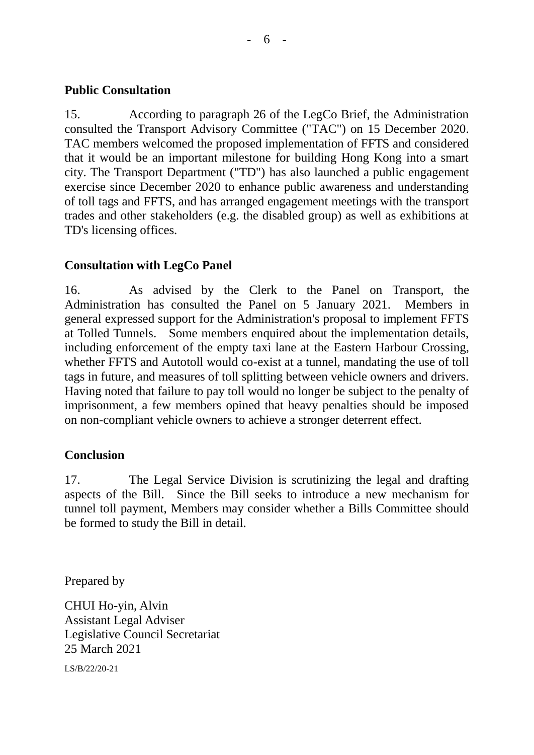**Public Consultation**

15. According to paragraph 26 of the LegCo Brief, the Administration consulted the Transport Advisory Committee ("TAC") on 15 December 2020. TAC members welcomed the proposed implementation of FFTS and considered that it would be an important milestone for building Hong Kong into a smart city. The Transport Department ("TD") has also launched a public engagement exercise since December 2020 to enhance public awareness and understanding of toll tags and FFTS, and has arranged engagement meetings with the transport trades and other stakeholders (e.g. the disabled group) as well as exhibitions at TD's licensing offices.

**Consultation with LegCo Panel**

16. As advised by the Clerk to the Panel on Transport, the Administration has consulted the Panel on 5 January 2021. Members in general expressed support for the Administration's proposal to implement FFTS at Tolled Tunnels. Some members enquired about the implementation details, including enforcement of the empty taxi lane at the Eastern Harbour Crossing, whether FFTS and Autotoll would co-exist at a tunnel, mandating the use of toll tags in future, and measures of toll splitting between vehicle owners and drivers. Having noted that failure to pay toll would no longer be subject to the penalty of imprisonment, a few members opined that heavy penalties should be imposed on non-compliant vehicle owners to achieve a stronger deterrent effect.

**Conclusion**

17. The Legal Service Division is scrutinizing the legal and drafting aspects of the Bill. Since the Bill seeks to introduce a new mechanism for tunnel toll payment, Members may consider whether a Bills Committee should be formed to study the Bill in detail.

Prepared by

CHUI Ho-yin, Alvin
Assistant Legal Adviser
Legislative Council Secretariat
25 March 2021

LS/B/22/20-21